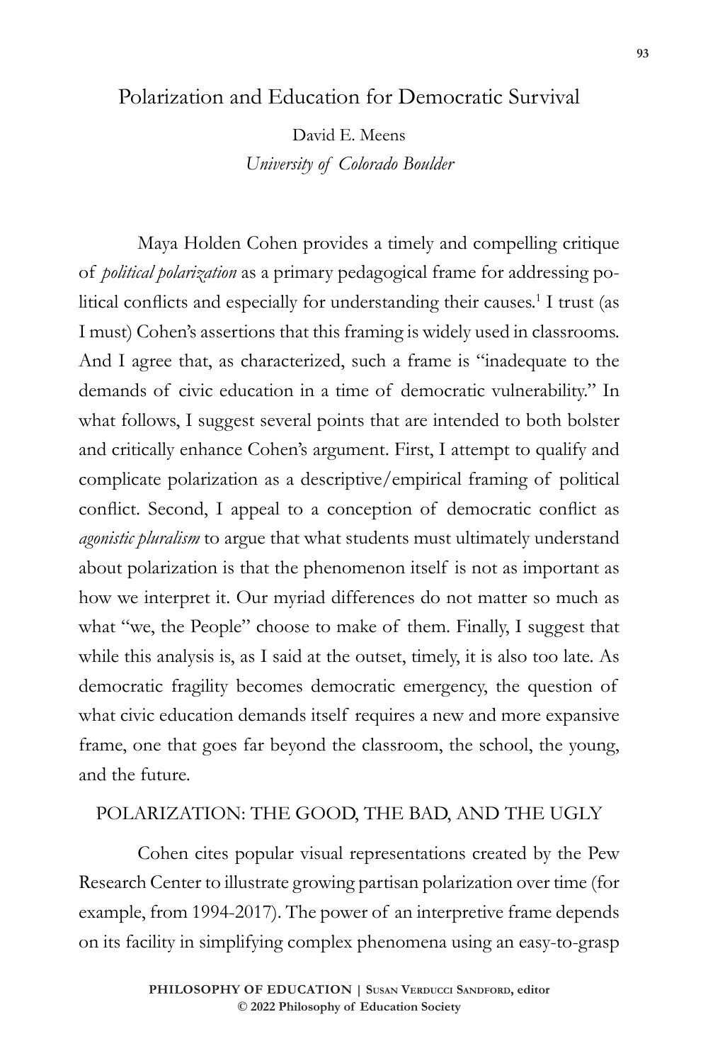# Polarization and Education for Democratic Survival

David E. Meens
*University of Colorado Boulder*

Maya Holden Cohen provides a timely and compelling critique of *political polarization* as a primary pedagogical frame for addressing political conflicts and especially for understanding their causes.[1] I trust (as I must) Cohen's assertions that this framing is widely used in classrooms. And I agree that, as characterized, such a frame is "inadequate to the demands of civic education in a time of democratic vulnerability." In what follows, I suggest several points that are intended to both bolster and critically enhance Cohen's argument. First, I attempt to qualify and complicate polarization as a descriptive/empirical framing of political conflict. Second, I appeal to a conception of democratic conflict as *agonistic pluralism* to argue that what students must ultimately understand about polarization is that the phenomenon itself is not as important as how we interpret it. Our myriad differences do not matter so much as what "we, the People" choose to make of them. Finally, I suggest that while this analysis is, as I said at the outset, timely, it is also too late. As democratic fragility becomes democratic emergency, the question of what civic education demands itself requires a new and more expansive frame, one that goes far beyond the classroom, the school, the young, and the future.

## POLARIZATION: THE GOOD, THE BAD, AND THE UGLY

Cohen cites popular visual representations created by the Pew Research Center to illustrate growing partisan polarization over time (for example, from 1994-2017). The power of an interpretive frame depends on its facility in simplifying complex phenomena using an easy-to-grasp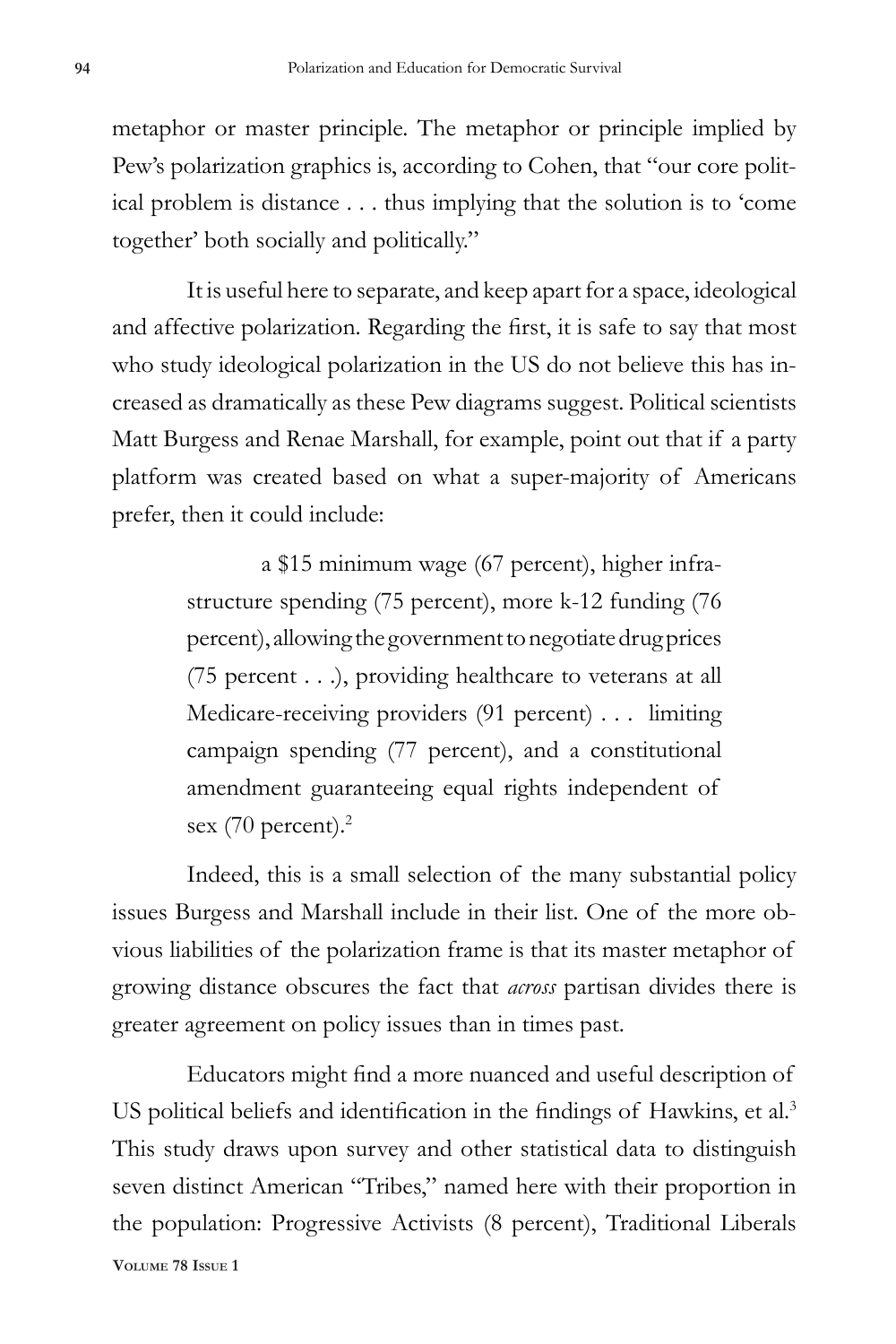metaphor or master principle. The metaphor or principle implied by Pew's polarization graphics is, according to Cohen, that "our core political problem is distance . . . thus implying that the solution is to 'come together' both socially and politically."

It is useful here to separate, and keep apart for a space, ideological and affective polarization. Regarding the first, it is safe to say that most who study ideological polarization in the US do not believe this has increased as dramatically as these Pew diagrams suggest. Political scientists Matt Burgess and Renae Marshall, for example, point out that if a party platform was created based on what a super-majority of Americans prefer, then it could include:

> a $15 minimum wage (67 percent), higher infrastructure spending (75 percent), more k-12 funding (76 percent), allowing the government to negotiate drug prices (75 percent . . .), providing healthcare to veterans at all Medicare-receiving providers (91 percent) . . . limiting campaign spending (77 percent), and a constitutional amendment guaranteeing equal rights independent of sex (70 percent).[2]

Indeed, this is a small selection of the many substantial policy issues Burgess and Marshall include in their list. One of the more obvious liabilities of the polarization frame is that its master metaphor of growing distance obscures the fact that *across* partisan divides there is greater agreement on policy issues than in times past.

Educators might find a more nuanced and useful description of US political beliefs and identification in the findings of Hawkins, et al.[3] This study draws upon survey and other statistical data to distinguish seven distinct American "Tribes," named here with their proportion in the population: Progressive Activists (8 percent), Traditional Liberals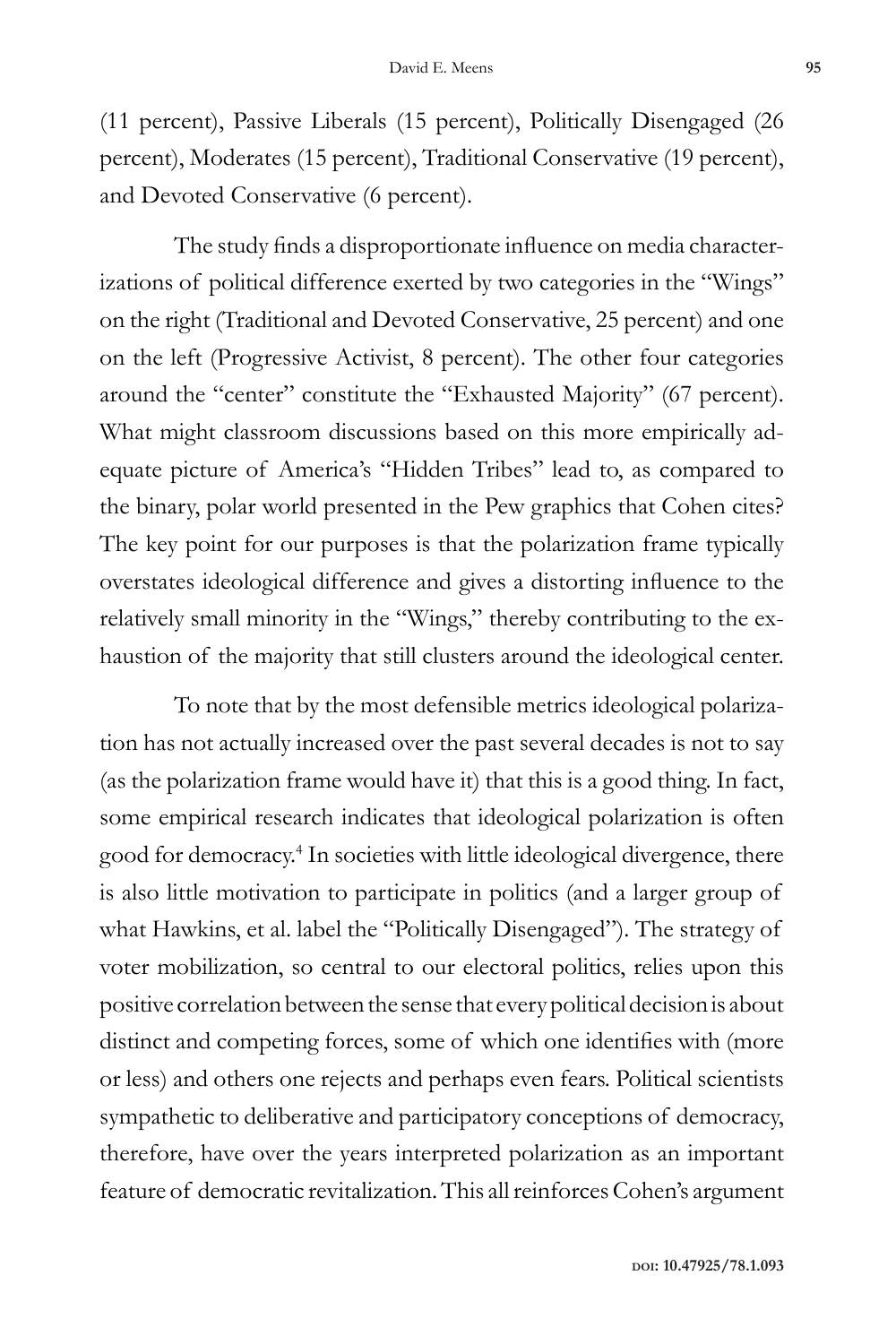(11 percent), Passive Liberals (15 percent), Politically Disengaged (26 percent), Moderates (15 percent), Traditional Conservative (19 percent), and Devoted Conservative (6 percent).

The study finds a disproportionate influence on media characterizations of political difference exerted by two categories in the "Wings" on the right (Traditional and Devoted Conservative, 25 percent) and one on the left (Progressive Activist, 8 percent). The other four categories around the "center" constitute the "Exhausted Majority" (67 percent). What might classroom discussions based on this more empirically adequate picture of America's "Hidden Tribes" lead to, as compared to the binary, polar world presented in the Pew graphics that Cohen cites? The key point for our purposes is that the polarization frame typically overstates ideological difference and gives a distorting influence to the relatively small minority in the "Wings," thereby contributing to the exhaustion of the majority that still clusters around the ideological center.

To note that by the most defensible metrics ideological polarization has not actually increased over the past several decades is not to say (as the polarization frame would have it) that this is a good thing. In fact, some empirical research indicates that ideological polarization is often good for democracy.[4] In societies with little ideological divergence, there is also little motivation to participate in politics (and a larger group of what Hawkins, et al. label the "Politically Disengaged"). The strategy of voter mobilization, so central to our electoral politics, relies upon this positive correlation between the sense that every political decision is about distinct and competing forces, some of which one identifies with (more or less) and others one rejects and perhaps even fears. Political scientists sympathetic to deliberative and participatory conceptions of democracy, therefore, have over the years interpreted polarization as an important feature of democratic revitalization. This all reinforces Cohen's argument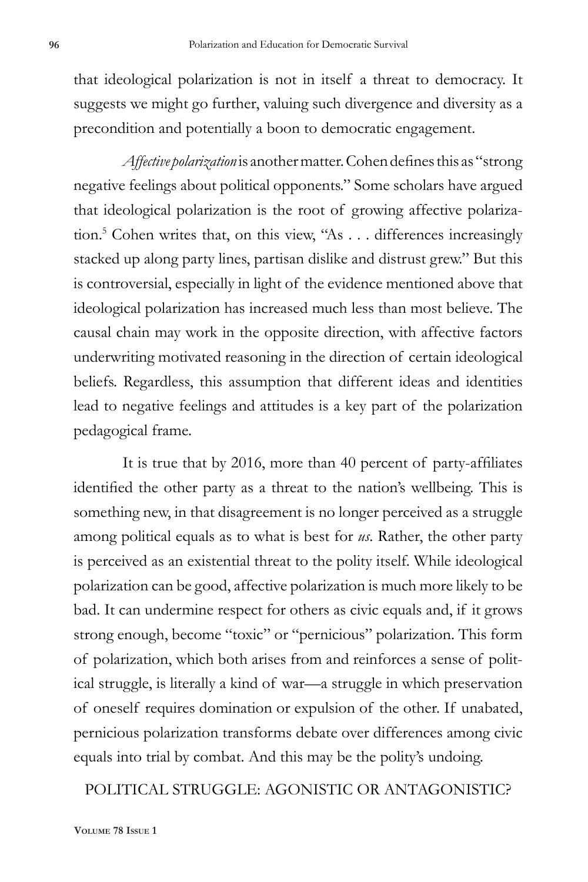that ideological polarization is not in itself a threat to democracy. It suggests we might go further, valuing such divergence and diversity as a precondition and potentially a boon to democratic engagement.

*Affective polarization* is another matter. Cohen defines this as "strong negative feelings about political opponents." Some scholars have argued that ideological polarization is the root of growing affective polarization.[5] Cohen writes that, on this view, "As . . . differences increasingly stacked up along party lines, partisan dislike and distrust grew." But this is controversial, especially in light of the evidence mentioned above that ideological polarization has increased much less than most believe. The causal chain may work in the opposite direction, with affective factors underwriting motivated reasoning in the direction of certain ideological beliefs. Regardless, this assumption that different ideas and identities lead to negative feelings and attitudes is a key part of the polarization pedagogical frame.

It is true that by 2016, more than 40 percent of party-affiliates identified the other party as a threat to the nation's wellbeing. This is something new, in that disagreement is no longer perceived as a struggle among political equals as to what is best for *us*. Rather, the other party is perceived as an existential threat to the polity itself. While ideological polarization can be good, affective polarization is much more likely to be bad. It can undermine respect for others as civic equals and, if it grows strong enough, become "toxic" or "pernicious" polarization. This form of polarization, which both arises from and reinforces a sense of political struggle, is literally a kind of war—a struggle in which preservation of oneself requires domination or expulsion of the other. If unabated, pernicious polarization transforms debate over differences among civic equals into trial by combat. And this may be the polity's undoing.

## POLITICAL STRUGGLE: AGONISTIC OR ANTAGONISTIC?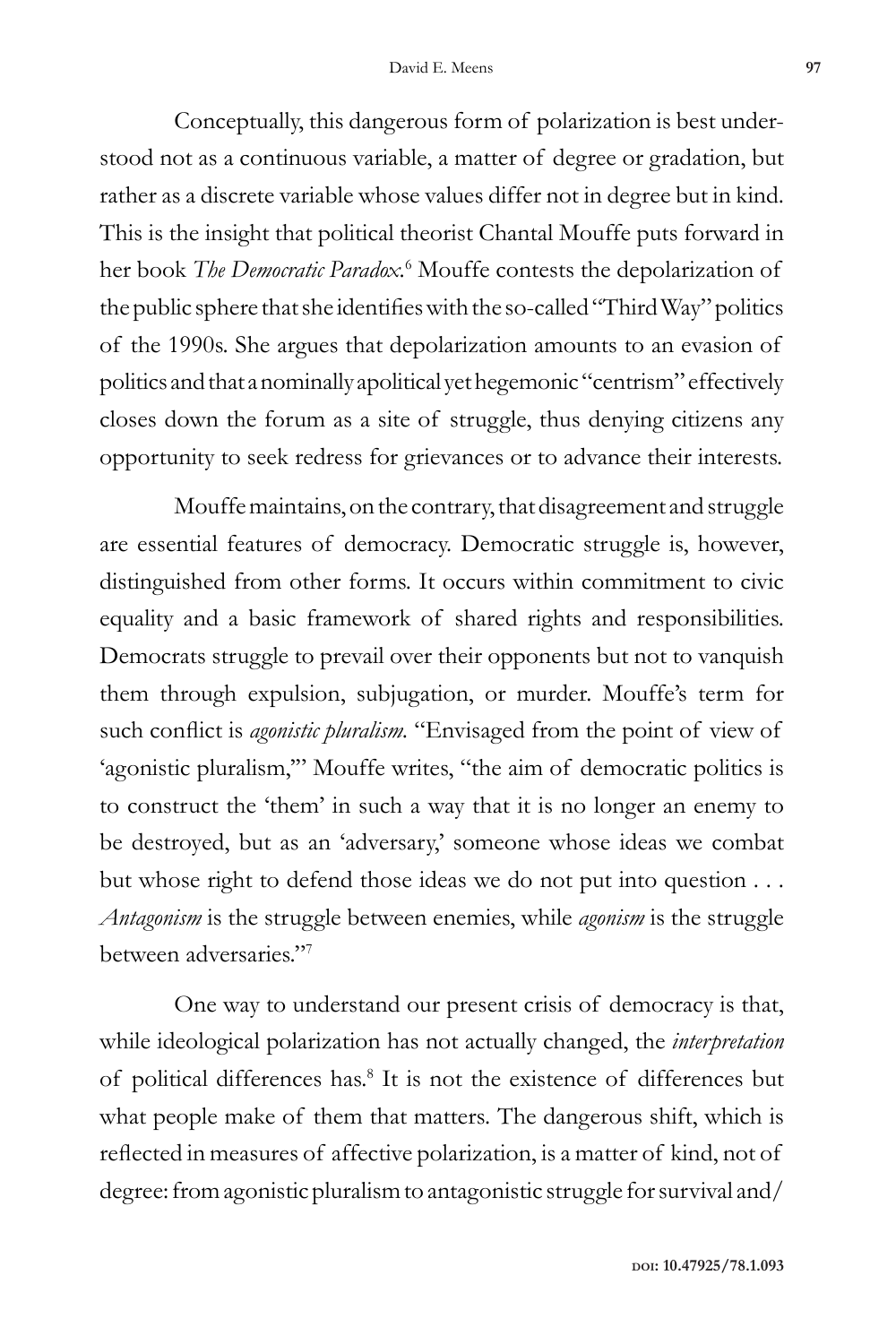Conceptually, this dangerous form of polarization is best understood not as a continuous variable, a matter of degree or gradation, but rather as a discrete variable whose values differ not in degree but in kind. This is the insight that political theorist Chantal Mouffe puts forward in her book *The Democratic Paradox*.[6] Mouffe contests the depolarization of the public sphere that she identifies with the so-called "Third Way" politics of the 1990s. She argues that depolarization amounts to an evasion of politics and that a nominally apolitical yet hegemonic "centrism" effectively closes down the forum as a site of struggle, thus denying citizens any opportunity to seek redress for grievances or to advance their interests.

Mouffe maintains, on the contrary, that disagreement and struggle are essential features of democracy. Democratic struggle is, however, distinguished from other forms. It occurs within commitment to civic equality and a basic framework of shared rights and responsibilities. Democrats struggle to prevail over their opponents but not to vanquish them through expulsion, subjugation, or murder. Mouffe's term for such conflict is *agonistic pluralism*. "Envisaged from the point of view of 'agonistic pluralism,'" Mouffe writes, "the aim of democratic politics is to construct the 'them' in such a way that it is no longer an enemy to be destroyed, but as an 'adversary,' someone whose ideas we combat but whose right to defend those ideas we do not put into question . . . *Antagonism* is the struggle between enemies, while *agonism* is the struggle between adversaries."[7]

One way to understand our present crisis of democracy is that, while ideological polarization has not actually changed, the *interpretation* of political differences has.[8] It is not the existence of differences but what people make of them that matters. The dangerous shift, which is reflected in measures of affective polarization, is a matter of kind, not of degree: from agonistic pluralism to antagonistic struggle for survival and/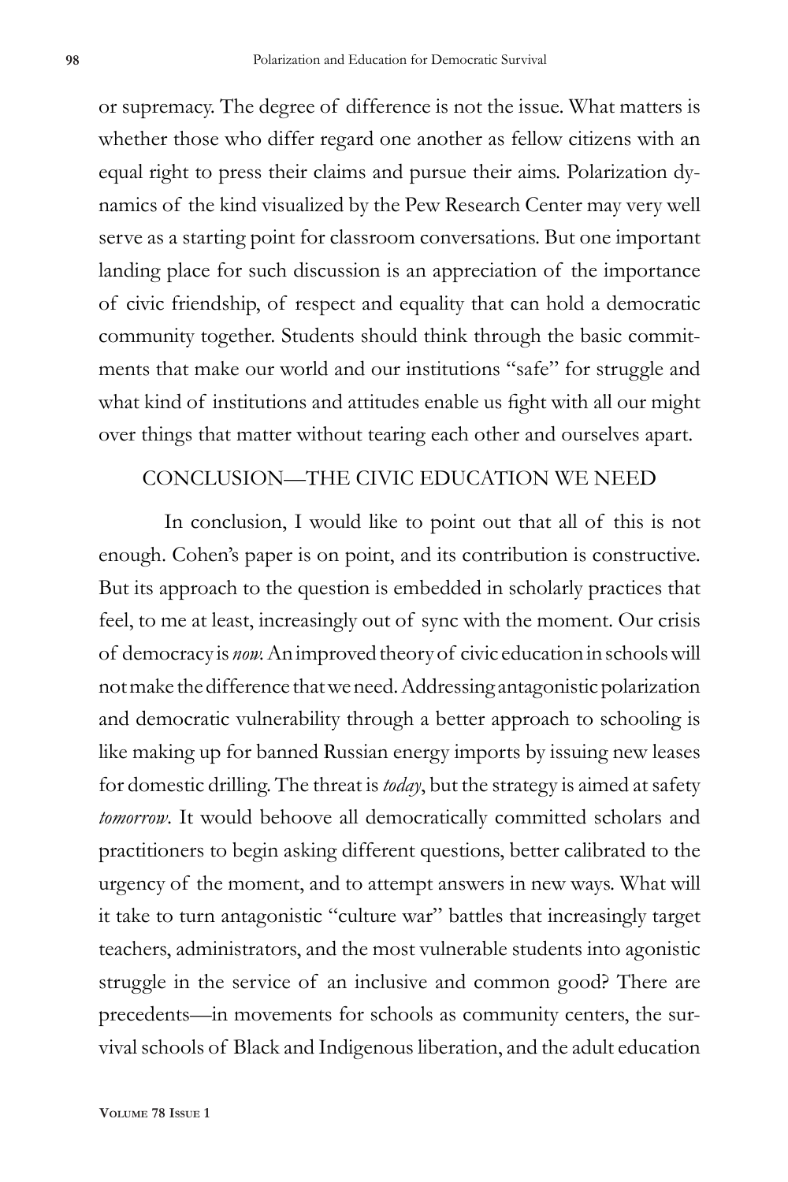or supremacy. The degree of difference is not the issue. What matters is whether those who differ regard one another as fellow citizens with an equal right to press their claims and pursue their aims. Polarization dynamics of the kind visualized by the Pew Research Center may very well serve as a starting point for classroom conversations. But one important landing place for such discussion is an appreciation of the importance of civic friendship, of respect and equality that can hold a democratic community together. Students should think through the basic commitments that make our world and our institutions "safe" for struggle and what kind of institutions and attitudes enable us fight with all our might over things that matter without tearing each other and ourselves apart.

## CONCLUSION—THE CIVIC EDUCATION WE NEED

In conclusion, I would like to point out that all of this is not enough. Cohen's paper is on point, and its contribution is constructive. But its approach to the question is embedded in scholarly practices that feel, to me at least, increasingly out of sync with the moment. Our crisis of democracy is *now.* An improved theory of civic education in schools will not make the difference that we need. Addressing antagonistic polarization and democratic vulnerability through a better approach to schooling is like making up for banned Russian energy imports by issuing new leases for domestic drilling. The threat is *today*, but the strategy is aimed at safety *tomorrow*. It would behoove all democratically committed scholars and practitioners to begin asking different questions, better calibrated to the urgency of the moment, and to attempt answers in new ways. What will it take to turn antagonistic "culture war" battles that increasingly target teachers, administrators, and the most vulnerable students into agonistic struggle in the service of an inclusive and common good? There are precedents—in movements for schools as community centers, the survival schools of Black and Indigenous liberation, and the adult education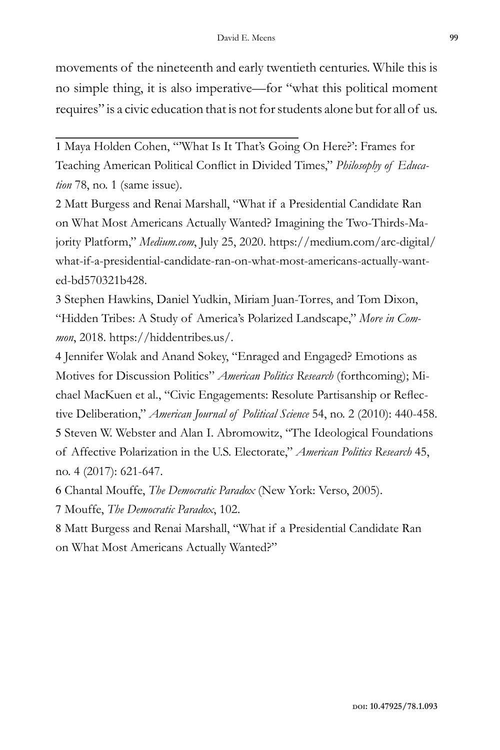movements of the nineteenth and early twentieth centuries. While this is no simple thing, it is also imperative—for "what this political moment requires" is a civic education that is not for students alone but for all of us.

---

1 Maya Holden Cohen, "'What Is It That's Going On Here?': Frames for Teaching American Political Conflict in Divided Times," *Philosophy of Education* 78, no. 1 (same issue).

2 Matt Burgess and Renai Marshall, "What if a Presidential Candidate Ran on What Most Americans Actually Wanted? Imagining the Two-Thirds-Majority Platform," *Medium.com*, July 25, 2020. https://medium.com/arc-digital/what-if-a-presidential-candidate-ran-on-what-most-americans-actually-wanted-bd570321b428.

3 Stephen Hawkins, Daniel Yudkin, Miriam Juan-Torres, and Tom Dixon, "Hidden Tribes: A Study of America's Polarized Landscape," *More in Common*, 2018. https://hiddentribes.us/.

4 Jennifer Wolak and Anand Sokey, "Enraged and Engaged? Emotions as Motives for Discussion Politics" *American Politics Research* (forthcoming); Michael MacKuen et al., "Civic Engagements: Resolute Partisanship or Reflective Deliberation," *American Journal of Political Science* 54, no. 2 (2010): 440-458.

5 Steven W. Webster and Alan I. Abromowitz, "The Ideological Foundations of Affective Polarization in the U.S. Electorate," *American Politics Research* 45, no. 4 (2017): 621-647.

6 Chantal Mouffe, *The Democratic Paradox* (New York: Verso, 2005).

7 Mouffe, *The Democratic Paradox*, 102.

8 Matt Burgess and Renai Marshall, "What if a Presidential Candidate Ran on What Most Americans Actually Wanted?"